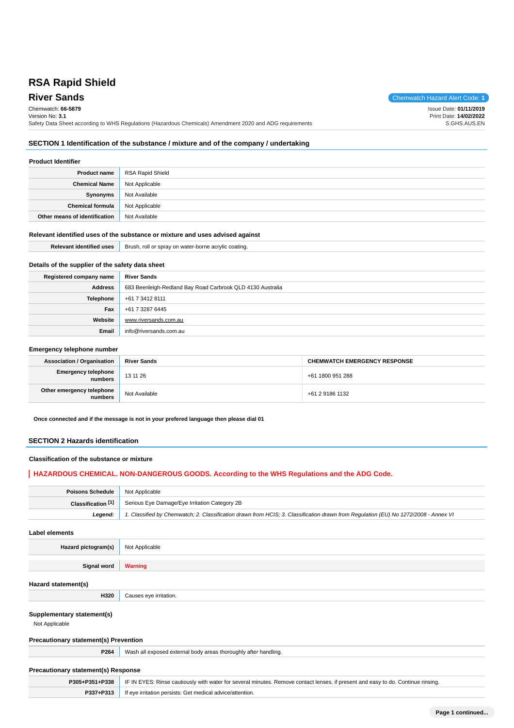# RSA Rapid Shield

## River Sands

Chemwatch Hazard Alert Code: **1**

Chemwatch: **66-5879**
Version No: **3.1**
Safety Data Sheet according to WHS Regulations (Hazardous Chemicals) Amendment 2020 and ADG requirements

Issue Date: **01/11/2019**
Print Date: **14/02/2022**
S.GHS.AUS.EN

## SECTION 1 Identification of the substance / mixture and of the company / undertaking

### Product Identifier

| | |
|---|---|
| **Product name** | RSA Rapid Shield |
| **Chemical Name** | Not Applicable |
| **Synonyms** | Not Available |
| **Chemical formula** | Not Applicable |
| **Other means of identification** | Not Available |

### Relevant identified uses of the substance or mixture and uses advised against

| | |
|---|---|
| **Relevant identified uses** | Brush, roll or spray on water-borne acrylic coating. |

### Details of the supplier of the safety data sheet

| | |
|---|---|
| **Registered company name** | River Sands |
| **Address** | 683 Beenleigh-Redland Bay Road Carbrook QLD 4130 Australia |
| **Telephone** | +61 7 3412 8111 |
| **Fax** | +61 7 3287 6445 |
| **Website** | www.riversands.com.au |
| **Email** | info@riversands.com.au |

### Emergency telephone number

| | | |
|---|---|---|
| **Association / Organisation** | **River Sands** | **CHEMWATCH EMERGENCY RESPONSE** |
| **Emergency telephone numbers** | 13 11 26 | +61 1800 951 288 |
| **Other emergency telephone numbers** | Not Available | +61 2 9186 1132 |

**Once connected and if the message is not in your prefered language then please dial 01**

## SECTION 2 Hazards identification

### Classification of the substance or mixture

**HAZARDOUS CHEMICAL. NON-DANGEROUS GOODS. According to the WHS Regulations and the ADG Code.**

| | |
|---|---|
| **Poisons Schedule** | Not Applicable |
| **Classification [1]** | Serious Eye Damage/Eye Irritation Category 2B |
| ***Legend:*** | *1. Classified by Chemwatch; 2. Classification drawn from HCIS; 3. Classification drawn from Regulation (EU) No 1272/2008 - Annex VI* |

### Label elements

| | |
|---|---|
| **Hazard pictogram(s)** | Not Applicable |
| **Signal word** | **Warning** |

### Hazard statement(s)

| | |
|---|---|
| **H320** | Causes eye irritation. |

### Supplementary statement(s)

Not Applicable

### Precautionary statement(s) Prevention

| | |
|---|---|
| **P264** | Wash all exposed external body areas thoroughly after handling. |

### Precautionary statement(s) Response

| | |
|---|---|
| **P305+P351+P338** | IF IN EYES: Rinse cautiously with water for several minutes. Remove contact lenses, if present and easy to do. Continue rinsing. |
| **P337+P313** | If eye irritation persists: Get medical advice/attention. |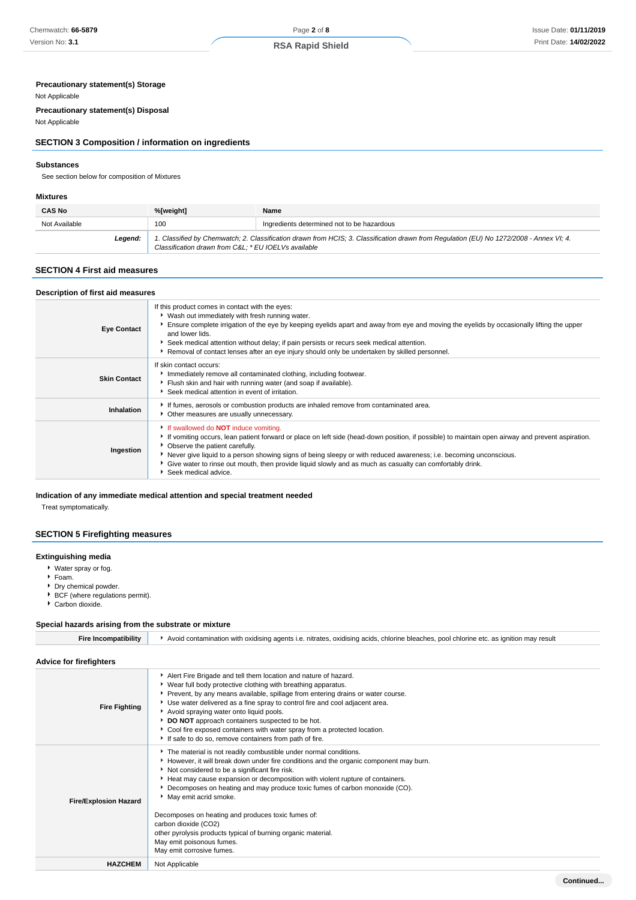**Precautionary statement(s) Storage**

Not Applicable

**Precautionary statement(s) Disposal**

Not Applicable

## SECTION 3 Composition / information on ingredients

### Substances

See section below for composition of Mixtures

### Mixtures

| CAS No | %[weight] | Name |
|---|---|---|
| Not Available | 100 | Ingredients determined not to be hazardous |
| ***Legend:*** | *1. Classified by Chemwatch; 2. Classification drawn from HCIS; 3. Classification drawn from Regulation (EU) No 1272/2008 - Annex VI; 4. Classification drawn from C&L; * EU IOELVs available* | |

## SECTION 4 First aid measures

### Description of first aid measures

| | |
|---|---|
| **Eye Contact** | If this product comes in contact with the eyes:<br>▸ Wash out immediately with fresh running water.<br>▸ Ensure complete irrigation of the eye by keeping eyelids apart and away from eye and moving the eyelids by occasionally lifting the upper and lower lids.<br>▸ Seek medical attention without delay; if pain persists or recurs seek medical attention.<br>▸ Removal of contact lenses after an eye injury should only be undertaken by skilled personnel. |
| **Skin Contact** | If skin contact occurs:<br>▸ Immediately remove all contaminated clothing, including footwear.<br>▸ Flush skin and hair with running water (and soap if available).<br>▸ Seek medical attention in event of irritation. |
| **Inhalation** | ▸ If fumes, aerosols or combustion products are inhaled remove from contaminated area.<br>▸ Other measures are usually unnecessary. |
| **Ingestion** | ▸ If swallowed do **NOT** induce vomiting.<br>▸ If vomiting occurs, lean patient forward or place on left side (head-down position, if possible) to maintain open airway and prevent aspiration.<br>▸ Observe the patient carefully.<br>▸ Never give liquid to a person showing signs of being sleepy or with reduced awareness; i.e. becoming unconscious.<br>▸ Give water to rinse out mouth, then provide liquid slowly and as much as casualty can comfortably drink.<br>▸ Seek medical advice. |

### Indication of any immediate medical attention and special treatment needed

Treat symptomatically.

## SECTION 5 Firefighting measures

### Extinguishing media

- Water spray or fog.
- Foam.
- Dry chemical powder.
- BCF (where regulations permit).
- Carbon dioxide.

### Special hazards arising from the substrate or mixture

| | |
|---|---|
| **Fire Incompatibility** | ▸ Avoid contamination with oxidising agents i.e. nitrates, oxidising acids, chlorine bleaches, pool chlorine etc. as ignition may result |

### Advice for firefighters

| | |
|---|---|
| **Fire Fighting** | ▸ Alert Fire Brigade and tell them location and nature of hazard.<br>▸ Wear full body protective clothing with breathing apparatus.<br>▸ Prevent, by any means available, spillage from entering drains or water course.<br>▸ Use water delivered as a fine spray to control fire and cool adjacent area.<br>▸ Avoid spraying water onto liquid pools.<br>▸ **DO NOT** approach containers suspected to be hot.<br>▸ Cool fire exposed containers with water spray from a protected location.<br>▸ If safe to do so, remove containers from path of fire. |
| **Fire/Explosion Hazard** | ▸ The material is not readily combustible under normal conditions.<br>▸ However, it will break down under fire conditions and the organic component may burn.<br>▸ Not considered to be a significant fire risk.<br>▸ Heat may cause expansion or decomposition with violent rupture of containers.<br>▸ Decomposes on heating and may produce toxic fumes of carbon monoxide (CO).<br>▸ May emit acrid smoke.<br><br>Decomposes on heating and produces toxic fumes of:<br>carbon dioxide ($CO_2$)<br>other pyrolysis products typical of burning organic material.<br>May emit poisonous fumes.<br>May emit corrosive fumes. |
| **HAZCHEM** | Not Applicable |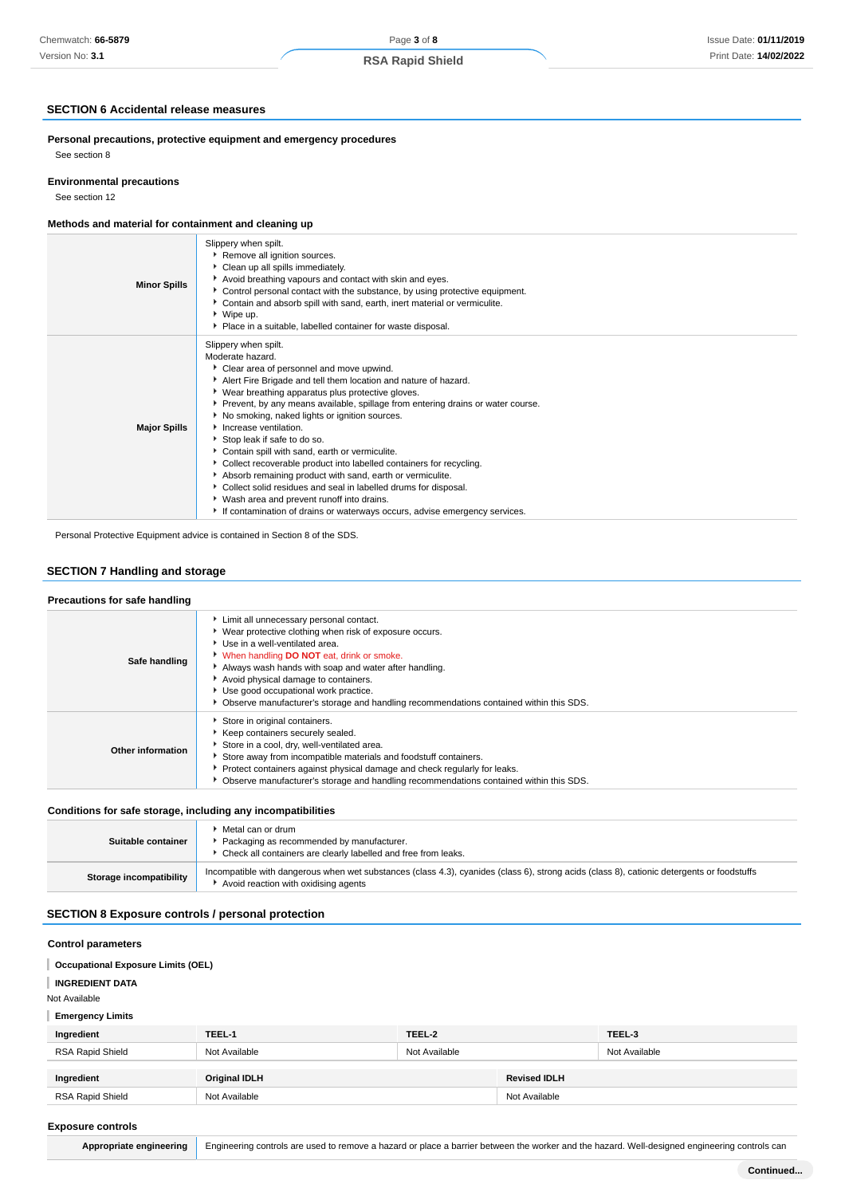## SECTION 6 Accidental release measures

### Personal precautions, protective equipment and emergency procedures

See section 8

### Environmental precautions

See section 12

### Methods and material for containment and cleaning up

| | |
|---|---|
| **Minor Spills** | Slippery when spilt.<br>▸ Remove all ignition sources.<br>▸ Clean up all spills immediately.<br>▸ Avoid breathing vapours and contact with skin and eyes.<br>▸ Control personal contact with the substance, by using protective equipment.<br>▸ Contain and absorb spill with sand, earth, inert material or vermiculite.<br>▸ Wipe up.<br>▸ Place in a suitable, labelled container for waste disposal. |
| **Major Spills** | Slippery when spilt.<br>Moderate hazard.<br>▸ Clear area of personnel and move upwind.<br>▸ Alert Fire Brigade and tell them location and nature of hazard.<br>▸ Wear breathing apparatus plus protective gloves.<br>▸ Prevent, by any means available, spillage from entering drains or water course.<br>▸ No smoking, naked lights or ignition sources.<br>▸ Increase ventilation.<br>▸ Stop leak if safe to do so.<br>▸ Contain spill with sand, earth or vermiculite.<br>▸ Collect recoverable product into labelled containers for recycling.<br>▸ Absorb remaining product with sand, earth or vermiculite.<br>▸ Collect solid residues and seal in labelled drums for disposal.<br>▸ Wash area and prevent runoff into drains.<br>▸ If contamination of drains or waterways occurs, advise emergency services. |

Personal Protective Equipment advice is contained in Section 8 of the SDS.

## SECTION 7 Handling and storage

### Precautions for safe handling

| | |
|---|---|
| **Safe handling** | ▸ Limit all unnecessary personal contact.<br>▸ Wear protective clothing when risk of exposure occurs.<br>▸ Use in a well-ventilated area.<br>▸ When handling **DO NOT** eat, drink or smoke.<br>▸ Always wash hands with soap and water after handling.<br>▸ Avoid physical damage to containers.<br>▸ Use good occupational work practice.<br>▸ Observe manufacturer's storage and handling recommendations contained within this SDS. |
| **Other information** | ▸ Store in original containers.<br>▸ Keep containers securely sealed.<br>▸ Store in a cool, dry, well-ventilated area.<br>▸ Store away from incompatible materials and foodstuff containers.<br>▸ Protect containers against physical damage and check regularly for leaks.<br>▸ Observe manufacturer's storage and handling recommendations contained within this SDS. |

### Conditions for safe storage, including any incompatibilities

| | |
|---|---|
| **Suitable container** | ▸ Metal can or drum<br>▸ Packaging as recommended by manufacturer.<br>▸ Check all containers are clearly labelled and free from leaks. |
| **Storage incompatibility** | Incompatible with dangerous when wet substances (class 4.3), cyanides (class 6), strong acids (class 8), cationic detergents or foodstuffs<br>▸ Avoid reaction with oxidising agents |

## SECTION 8 Exposure controls / personal protection

### Control parameters

**Occupational Exposure Limits (OEL)**

**INGREDIENT DATA**

Not Available

**Emergency Limits**

| Ingredient | TEEL-1 | TEEL-2 | TEEL-3 |
|---|---|---|---|
| RSA Rapid Shield | Not Available | Not Available | Not Available |

| Ingredient | Original IDLH | Revised IDLH |
|---|---|---|
| RSA Rapid Shield | Not Available | Not Available |

### Exposure controls

| | |
|---|---|
| **Appropriate engineering** | Engineering controls are used to remove a hazard or place a barrier between the worker and the hazard. Well-designed engineering controls can |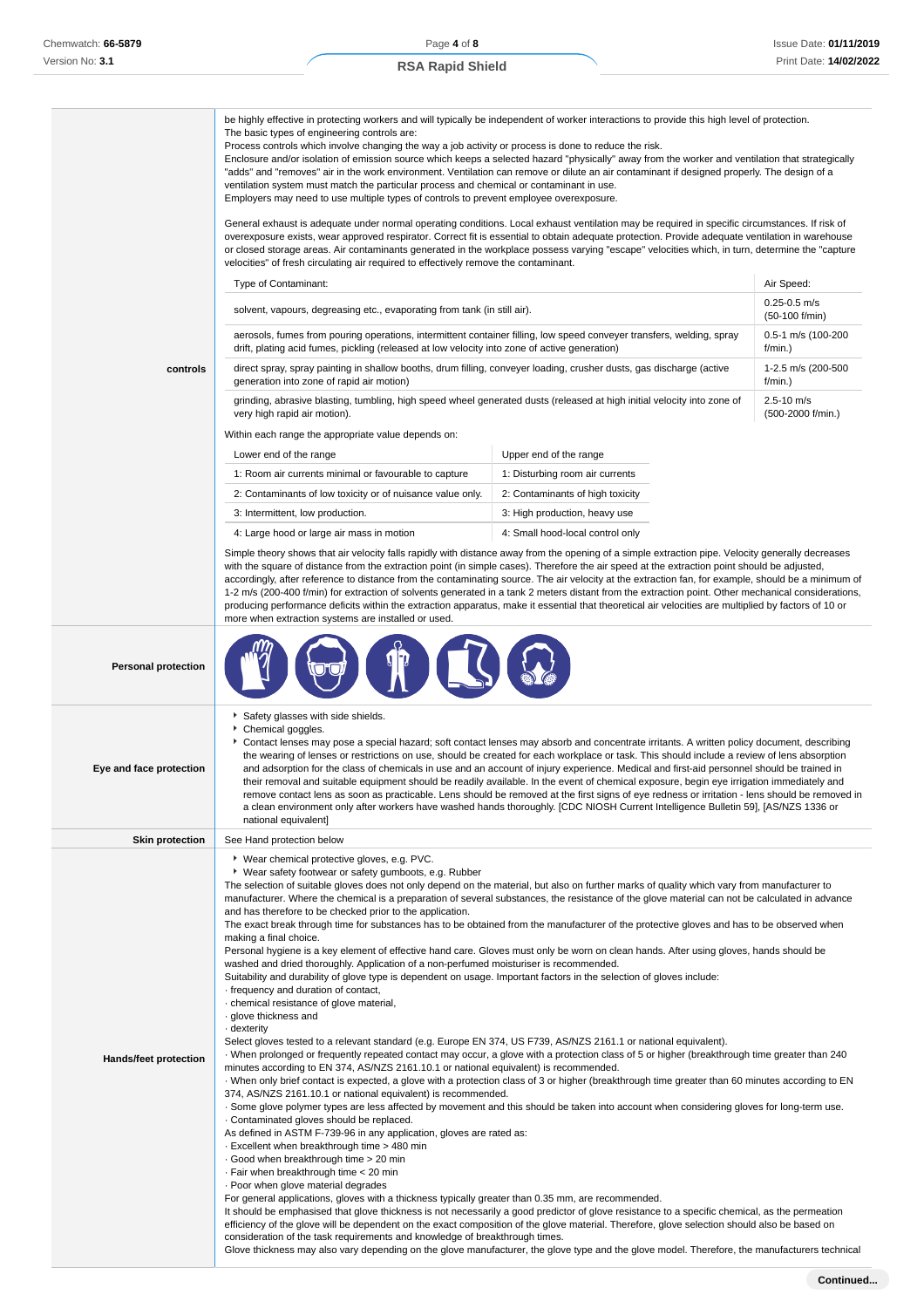**controls**

be highly effective in protecting workers and will typically be independent of worker interactions to provide this high level of protection.
The basic types of engineering controls are:
Process controls which involve changing the way a job activity or process is done to reduce the risk.
Enclosure and/or isolation of emission source which keeps a selected hazard "physically" away from the worker and ventilation that strategically "adds" and "removes" air in the work environment. Ventilation can remove or dilute an air contaminant if designed properly. The design of a ventilation system must match the particular process and chemical or contaminant in use.
Employers may need to use multiple types of controls to prevent employee overexposure.

General exhaust is adequate under normal operating conditions. Local exhaust ventilation may be required in specific circumstances. If risk of overexposure exists, wear approved respirator. Correct fit is essential to obtain adequate protection. Provide adequate ventilation in warehouse or closed storage areas. Air contaminants generated in the workplace possess varying "escape" velocities which, in turn, determine the "capture velocities" of fresh circulating air required to effectively remove the contaminant.

| Type of Contaminant: | Air Speed: |
|---|---|
| solvent, vapours, degreasing etc., evaporating from tank (in still air). | 0.25-0.5 m/s (50-100 f/min) |
| aerosols, fumes from pouring operations, intermittent container filling, low speed conveyer transfers, welding, spray drift, plating acid fumes, pickling (released at low velocity into zone of active generation) | 0.5-1 m/s (100-200 f/min.) |
| direct spray, spray painting in shallow booths, drum filling, conveyer loading, crusher dusts, gas discharge (active generation into zone of rapid air motion) | 1-2.5 m/s (200-500 f/min.) |
| grinding, abrasive blasting, tumbling, high speed wheel generated dusts (released at high initial velocity into zone of very high rapid air motion). | 2.5-10 m/s (500-2000 f/min.) |

Within each range the appropriate value depends on:

| Lower end of the range | Upper end of the range |
|---|---|
| 1: Room air currents minimal or favourable to capture | 1: Disturbing room air currents |
| 2: Contaminants of low toxicity or of nuisance value only. | 2: Contaminants of high toxicity |
| 3: Intermittent, low production. | 3: High production, heavy use |
| 4: Large hood or large air mass in motion | 4: Small hood-local control only |

Simple theory shows that air velocity falls rapidly with distance away from the opening of a simple extraction pipe. Velocity generally decreases with the square of distance from the extraction point (in simple cases). Therefore the air speed at the extraction point should be adjusted, accordingly, after reference to distance from the contaminating source. The air velocity at the extraction fan, for example, should be a minimum of 1-2 m/s (200-400 f/min) for extraction of solvents generated in a tank 2 meters distant from the extraction point. Other mechanical considerations, producing performance deficits within the extraction apparatus, make it essential that theoretical air velocities are multiplied by factors of 10 or more when extraction systems are installed or used.

**Personal protection**

**Eye and face protection**

- Safety glasses with side shields.
- Chemical goggles.
- Contact lenses may pose a special hazard; soft contact lenses may absorb and concentrate irritants. A written policy document, describing the wearing of lenses or restrictions on use, should be created for each workplace or task. This should include a review of lens absorption and adsorption for the class of chemicals in use and an account of injury experience. Medical and first-aid personnel should be trained in their removal and suitable equipment should be readily available. In the event of chemical exposure, begin eye irrigation immediately and remove contact lens as soon as practicable. Lens should be removed at the first signs of eye redness or irritation - lens should be removed in a clean environment only after workers have washed hands thoroughly. [CDC NIOSH Current Intelligence Bulletin 59], [AS/NZS 1336 or national equivalent]

**Skin protection**

See Hand protection below

**Hands/feet protection**

- Wear chemical protective gloves, e.g. PVC.
- Wear safety footwear or safety gumboots, e.g. Rubber

The selection of suitable gloves does not only depend on the material, but also on further marks of quality which vary from manufacturer to manufacturer. Where the chemical is a preparation of several substances, the resistance of the glove material can not be calculated in advance and has therefore to be checked prior to the application.
The exact break through time for substances has to be obtained from the manufacturer of the protective gloves and has to be observed when making a final choice.
Personal hygiene is a key element of effective hand care. Gloves must only be worn on clean hands. After using gloves, hands should be washed and dried thoroughly. Application of a non-perfumed moisturiser is recommended.
Suitability and durability of glove type is dependent on usage. Important factors in the selection of gloves include:
· frequency and duration of contact,
· chemical resistance of glove material,
· glove thickness and
· dexterity
Select gloves tested to a relevant standard (e.g. Europe EN 374, US F739, AS/NZS 2161.1 or national equivalent).
· When prolonged or frequently repeated contact may occur, a glove with a protection class of 5 or higher (breakthrough time greater than 240 minutes according to EN 374, AS/NZS 2161.10.1 or national equivalent) is recommended.
· When only brief contact is expected, a glove with a protection class of 3 or higher (breakthrough time greater than 60 minutes according to EN 374, AS/NZS 2161.10.1 or national equivalent) is recommended.
· Some glove polymer types are less affected by movement and this should be taken into account when considering gloves for long-term use.
· Contaminated gloves should be replaced.
As defined in ASTM F-739-96 in any application, gloves are rated as:
· Excellent when breakthrough time > 480 min
· Good when breakthrough time > 20 min
· Fair when breakthrough time < 20 min
· Poor when glove material degrades
For general applications, gloves with a thickness typically greater than 0.35 mm, are recommended.
It should be emphasised that glove thickness is not necessarily a good predictor of glove resistance to a specific chemical, as the permeation efficiency of the glove will be dependent on the exact composition of the glove material. Therefore, glove selection should also be based on consideration of the task requirements and knowledge of breakthrough times.
Glove thickness may also vary depending on the glove manufacturer, the glove type and the glove model. Therefore, the manufacturers technical

Continued...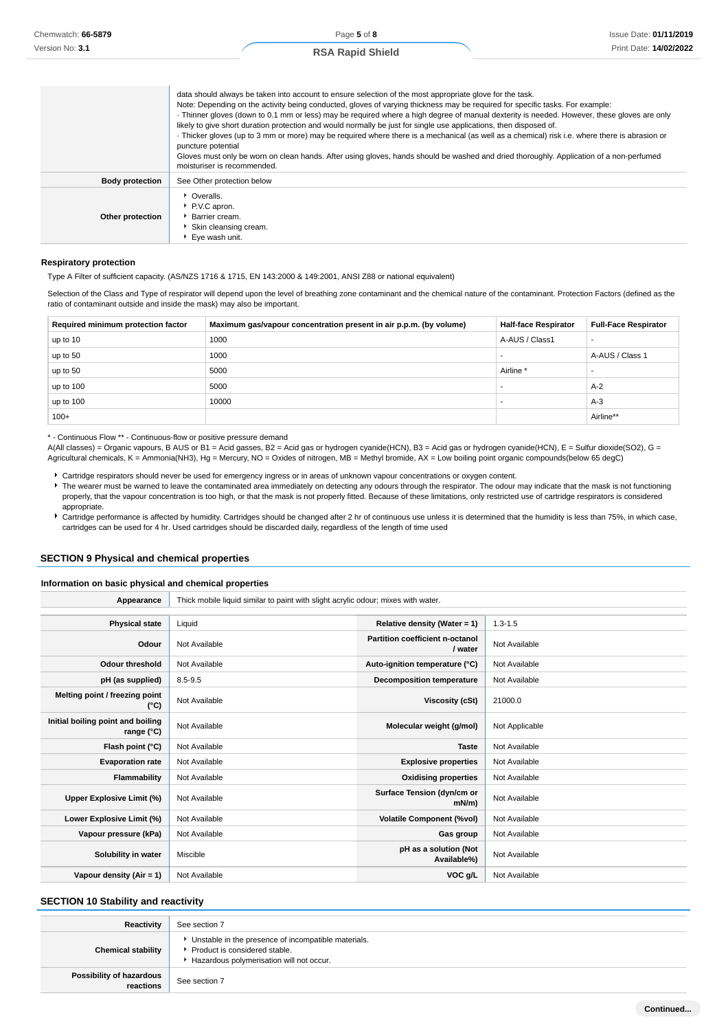| | |
|---|---|
| | data should always be taken into account to ensure selection of the most appropriate glove for the task. Note: Depending on the activity being conducted, gloves of varying thickness may be required for specific tasks. For example: · Thinner gloves (down to 0.1 mm or less) may be required where a high degree of manual dexterity is needed. However, these gloves are only likely to give short duration protection and would normally be just for single use applications, then disposed of. · Thicker gloves (up to 3 mm or more) may be required where there is a mechanical (as well as a chemical) risk i.e. where there is abrasion or puncture potential Gloves must only be worn on clean hands. After using gloves, hands should be washed and dried thoroughly. Application of a non-perfumed moisturiser is recommended. |
| **Body protection** | See Other protection below |
| **Other protection** | ‣ Overalls. ‣ P.V.C apron. ‣ Barrier cream. ‣ Skin cleansing cream. ‣ Eye wash unit. |

**Respiratory protection**

Type A Filter of sufficient capacity. (AS/NZS 1716 & 1715, EN 143:2000 & 149:2001, ANSI Z88 or national equivalent)

Selection of the Class and Type of respirator will depend upon the level of breathing zone contaminant and the chemical nature of the contaminant. Protection Factors (defined as the ratio of contaminant outside and inside the mask) may also be important.

| Required minimum protection factor | Maximum gas/vapour concentration present in air p.p.m. (by volume) | Half-face Respirator | Full-Face Respirator |
|---|---|---|---|
| up to 10 | 1000 | A-AUS / Class1 | - |
| up to 50 | 1000 | - | A-AUS / Class 1 |
| up to 50 | 5000 | Airline * | - |
| up to 100 | 5000 | - | A-2 |
| up to 100 | 10000 | - | A-3 |
| 100+ | | | Airline** |

\* - Continuous Flow ** - Continuous-flow or positive pressure demand
A(All classes) = Organic vapours, B AUS or B1 = Acid gasses, B2 = Acid gas or hydrogen cyanide(HCN), B3 = Acid gas or hydrogen cyanide(HCN), E = Sulfur dioxide($SO_2$), G = Agricultural chemicals, K = Ammonia($NH_3$), Hg = Mercury, NO = Oxides of nitrogen, MB = Methyl bromide, AX = Low boiling point organic compounds(below 65 degC)

- Cartridge respirators should never be used for emergency ingress or in areas of unknown vapour concentrations or oxygen content.
- The wearer must be warned to leave the contaminated area immediately on detecting any odours through the respirator. The odour may indicate that the mask is not functioning properly, that the vapour concentration is too high, or that the mask is not properly fitted. Because of these limitations, only restricted use of cartridge respirators is considered appropriate.
- Cartridge performance is affected by humidity. Cartridges should be changed after 2 hr of continuous use unless it is determined that the humidity is less than 75%, in which case, cartridges can be used for 4 hr. Used cartridges should be discarded daily, regardless of the length of time used

## SECTION 9 Physical and chemical properties

### Information on basic physical and chemical properties

| | | | |
|---|---|---|---|
| **Appearance** | Thick mobile liquid similar to paint with slight acrylic odour; mixes with water. | | |
| **Physical state** | Liquid | **Relative density (Water = 1)** | 1.3-1.5 |
| **Odour** | Not Available | **Partition coefficient n-octanol / water** | Not Available |
| **Odour threshold** | Not Available | **Auto-ignition temperature (°C)** | Not Available |
| **pH (as supplied)** | 8.5-9.5 | **Decomposition temperature** | Not Available |
| **Melting point / freezing point (°C)** | Not Available | **Viscosity (cSt)** | 21000.0 |
| **Initial boiling point and boiling range (°C)** | Not Available | **Molecular weight (g/mol)** | Not Applicable |
| **Flash point (°C)** | Not Available | **Taste** | Not Available |
| **Evaporation rate** | Not Available | **Explosive properties** | Not Available |
| **Flammability** | Not Available | **Oxidising properties** | Not Available |
| **Upper Explosive Limit (%)** | Not Available | **Surface Tension (dyn/cm or mN/m)** | Not Available |
| **Lower Explosive Limit (%)** | Not Available | **Volatile Component (%vol)** | Not Available |
| **Vapour pressure (kPa)** | Not Available | **Gas group** | Not Available |
| **Solubility in water** | Miscible | **pH as a solution (Not Available%)** | Not Available |
| **Vapour density (Air = 1)** | Not Available | **VOC g/L** | Not Available |

## SECTION 10 Stability and reactivity

| | |
|---|---|
| **Reactivity** | See section 7 |
| **Chemical stability** | ‣ Unstable in the presence of incompatible materials. ‣ Product is considered stable. ‣ Hazardous polymerisation will not occur. |
| **Possibility of hazardous reactions** | See section 7 |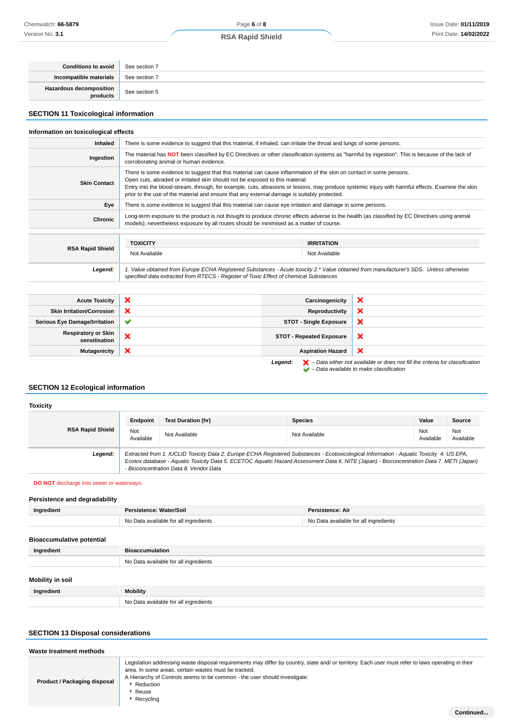| | |
|---|---|
| **Conditions to avoid** | See section 7 |
| **Incompatible materials** | See section 7 |
| **Hazardous decomposition products** | See section 5 |

## SECTION 11 Toxicological information

### Information on toxicological effects

| | |
|---|---|
| **Inhaled** | There is some evidence to suggest that this material, if inhaled, can irritate the throat and lungs of some persons. |
| **Ingestion** | The material has **NOT** been classified by EC Directives or other classification systems as "harmful by ingestion". This is because of the lack of corroborating animal or human evidence. |
| **Skin Contact** | There is some evidence to suggest that this material can cause inflammation of the skin on contact in some persons.<br>Open cuts, abraded or irritated skin should not be exposed to this material<br>Entry into the blood-stream, through, for example, cuts, abrasions or lesions, may produce systemic injury with harmful effects. Examine the skin prior to the use of the material and ensure that any external damage is suitably protected. |
| **Eye** | There is some evidence to suggest that this material can cause eye irritation and damage in some persons. |
| **Chronic** | Long-term exposure to the product is not thought to produce chronic effects adverse to the health (as classified by EC Directives using animal models); nevertheless exposure by all routes should be minimised as a matter of course. |

| | TOXICITY | IRRITATION |
|---|---|---|
| **RSA Rapid Shield** | Not Available | Not Available |
| ***Legend:*** | *1. Value obtained from Europe ECHA Registered Substances - Acute toxicity 2.\* Value obtained from manufacturer's SDS. Unless otherwise specified data extracted from RTECS - Register of Toxic Effect of chemical Substances* | |

| | | | |
|---|---|---|---|
| **Acute Toxicity** | ❌ | **Carcinogenicity** | ❌ |
| **Skin Irritation/Corrosion** | ❌ | **Reproductivity** | ❌ |
| **Serious Eye Damage/Irritation** | ✔ | **STOT - Single Exposure** | ❌ |
| **Respiratory or Skin sensitisation** | ❌ | **STOT - Repeated Exposure** | ❌ |
| **Mutagenicity** | ❌ | **Aspiration Hazard** | ❌ |

***Legend:*** ❌ *– Data either not available or does not fill the criteria for classification*
✔ *– Data available to make classification*

## SECTION 12 Ecological information

### Toxicity

| | Endpoint | Test Duration (hr) | Species | Value | Source |
|---|---|---|---|---|---|
| **RSA Rapid Shield** | Not Available | Not Available | Not Available | Not Available | Not Available |
| ***Legend:*** | *Extracted from 1. IUCLID Toxicity Data 2. Europe ECHA Registered Substances - Ecotoxicological Information - Aquatic Toxicity 4. US EPA, Ecotox database - Aquatic Toxicity Data 5. ECETOC Aquatic Hazard Assessment Data 6. NITE (Japan) - Bioconcentration Data 7. METI (Japan) - Bioconcentration Data 8. Vendor Data* | | | | |

**DO NOT** discharge into sewer or waterways.

### Persistence and degradability

| Ingredient | Persistence: Water/Soil | Persistence: Air |
|---|---|---|
| | No Data available for all ingredients | No Data available for all ingredients |

### Bioaccumulative potential

| Ingredient | Bioaccumulation |
|---|---|
| | No Data available for all ingredients |

### Mobility in soil

| Ingredient | Mobility |
|---|---|
| | No Data available for all ingredients |

## SECTION 13 Disposal considerations

### Waste treatment methods

| | |
|---|---|
| **Product / Packaging disposal** | Legislation addressing waste disposal requirements may differ by country, state and/ or territory. Each user must refer to laws operating in their area. In some areas, certain wastes must be tracked.<br>A Hierarchy of Controls seems to be common - the user should investigate:<br>▸ Reduction<br>▸ Reuse<br>▸ Recycling |

**Continued...**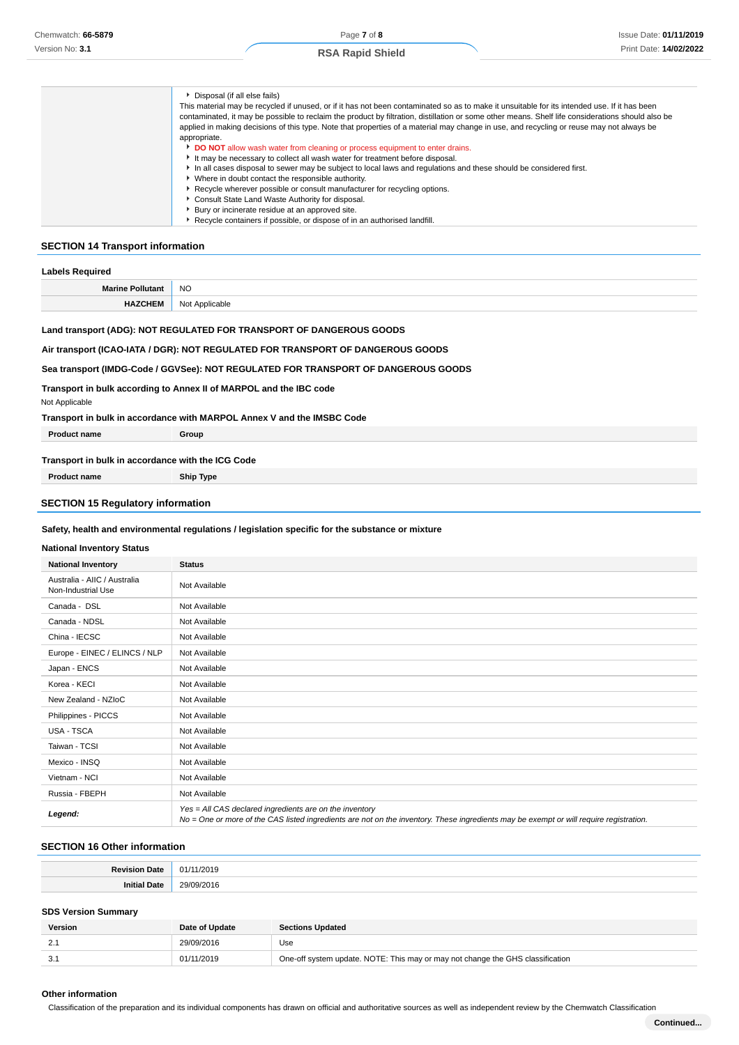|  | ▶ Disposal (if all else fails)<br>This material may be recycled if unused, or if it has not been contaminated so as to make it unsuitable for its intended use. If it has been contaminated, it may be possible to reclaim the product by filtration, distillation or some other means. Shelf life considerations should also be applied in making decisions of this type. Note that properties of a material may change in use, and recycling or reuse may not always be appropriate.<br>▶ **DO NOT** allow wash water from cleaning or process equipment to enter drains.<br>▶ It may be necessary to collect all wash water for treatment before disposal.<br>▶ In all cases disposal to sewer may be subject to local laws and regulations and these should be considered first.<br>▶ Where in doubt contact the responsible authority.<br>▶ Recycle wherever possible or consult manufacturer for recycling options.<br>▶ Consult State Land Waste Authority for disposal.<br>▶ Bury or incinerate residue at an approved site.<br>▶ Recycle containers if possible, or dispose of in an authorised landfill. |
|---|---|

## SECTION 14 Transport information

### Labels Required

| **Marine Pollutant** | NO |
|---|---|
| **HAZCHEM** | Not Applicable |

**Land transport (ADG): NOT REGULATED FOR TRANSPORT OF DANGEROUS GOODS**

**Air transport (ICAO-IATA / DGR): NOT REGULATED FOR TRANSPORT OF DANGEROUS GOODS**

**Sea transport (IMDG-Code / GGVSee): NOT REGULATED FOR TRANSPORT OF DANGEROUS GOODS**

**Transport in bulk according to Annex II of MARPOL and the IBC code**

Not Applicable

**Transport in bulk in accordance with MARPOL Annex V and the IMSBC Code**

| Product name | Group |
|---|---|

**Transport in bulk in accordance with the ICG Code**

| Product name | Ship Type |
|---|---|

## SECTION 15 Regulatory information

**Safety, health and environmental regulations / legislation specific for the substance or mixture**

### National Inventory Status

| National Inventory | Status |
|---|---|
| Australia - AIIC / Australia Non-Industrial Use | Not Available |
| Canada - DSL | Not Available |
| Canada - NDSL | Not Available |
| China - IECSC | Not Available |
| Europe - EINEC / ELINCS / NLP | Not Available |
| Japan - ENCS | Not Available |
| Korea - KECI | Not Available |
| New Zealand - NZIoC | Not Available |
| Philippines - PICCS | Not Available |
| USA - TSCA | Not Available |
| Taiwan - TCSI | Not Available |
| Mexico - INSQ | Not Available |
| Vietnam - NCI | Not Available |
| Russia - FBEPH | Not Available |
| ***Legend:*** | *Yes = All CAS declared ingredients are on the inventory*<br>*No = One or more of the CAS listed ingredients are not on the inventory. These ingredients may be exempt or will require registration.* |

## SECTION 16 Other information

| **Revision Date** | 01/11/2019 |
|---|---|
| **Initial Date** | 29/09/2016 |

### SDS Version Summary

| Version | Date of Update | Sections Updated |
|---|---|---|
| 2.1 | 29/09/2016 | Use |
| 3.1 | 01/11/2019 | One-off system update. NOTE: This may or may not change the GHS classification |

### Other information

Classification of the preparation and its individual components has drawn on official and authoritative sources as well as independent review by the Chemwatch Classification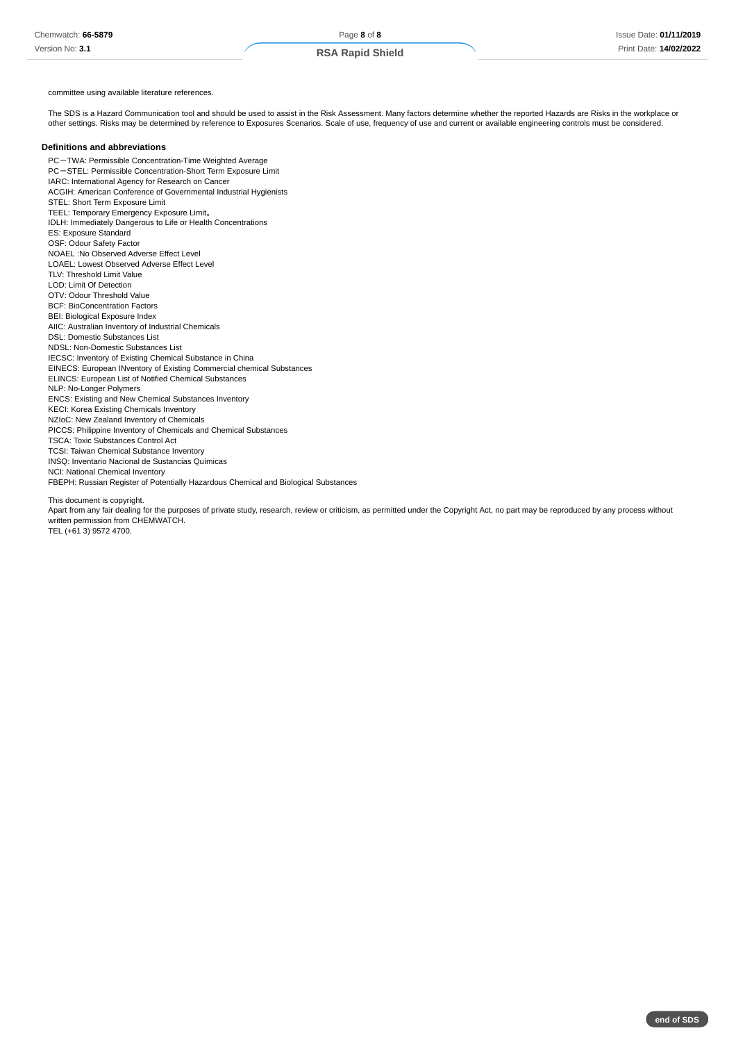committee using available literature references.

The SDS is a Hazard Communication tool and should be used to assist in the Risk Assessment. Many factors determine whether the reported Hazards are Risks in the workplace or other settings. Risks may be determined by reference to Exposures Scenarios. Scale of use, frequency of use and current or available engineering controls must be considered.

### Definitions and abbreviations

PC－TWA: Permissible Concentration-Time Weighted Average
PC－STEL: Permissible Concentration-Short Term Exposure Limit
IARC: International Agency for Research on Cancer
ACGIH: American Conference of Governmental Industrial Hygienists
STEL: Short Term Exposure Limit
TEEL: Temporary Emergency Exposure Limit。
IDLH: Immediately Dangerous to Life or Health Concentrations
ES: Exposure Standard
OSF: Odour Safety Factor
NOAEL :No Observed Adverse Effect Level
LOAEL: Lowest Observed Adverse Effect Level
TLV: Threshold Limit Value
LOD: Limit Of Detection
OTV: Odour Threshold Value
BCF: BioConcentration Factors
BEI: Biological Exposure Index
AIIC: Australian Inventory of Industrial Chemicals
DSL: Domestic Substances List
NDSL: Non-Domestic Substances List
IECSC: Inventory of Existing Chemical Substance in China
EINECS: European INventory of Existing Commercial chemical Substances
ELINCS: European List of Notified Chemical Substances
NLP: No-Longer Polymers
ENCS: Existing and New Chemical Substances Inventory
KECI: Korea Existing Chemicals Inventory
NZIoC: New Zealand Inventory of Chemicals
PICCS: Philippine Inventory of Chemicals and Chemical Substances
TSCA: Toxic Substances Control Act
TCSI: Taiwan Chemical Substance Inventory
INSQ: Inventario Nacional de Sustancias Químicas
NCI: National Chemical Inventory
FBEPH: Russian Register of Potentially Hazardous Chemical and Biological Substances

This document is copyright.
Apart from any fair dealing for the purposes of private study, research, review or criticism, as permitted under the Copyright Act, no part may be reproduced by any process without written permission from CHEMWATCH.
TEL (+61 3) 9572 4700.

**end of SDS**